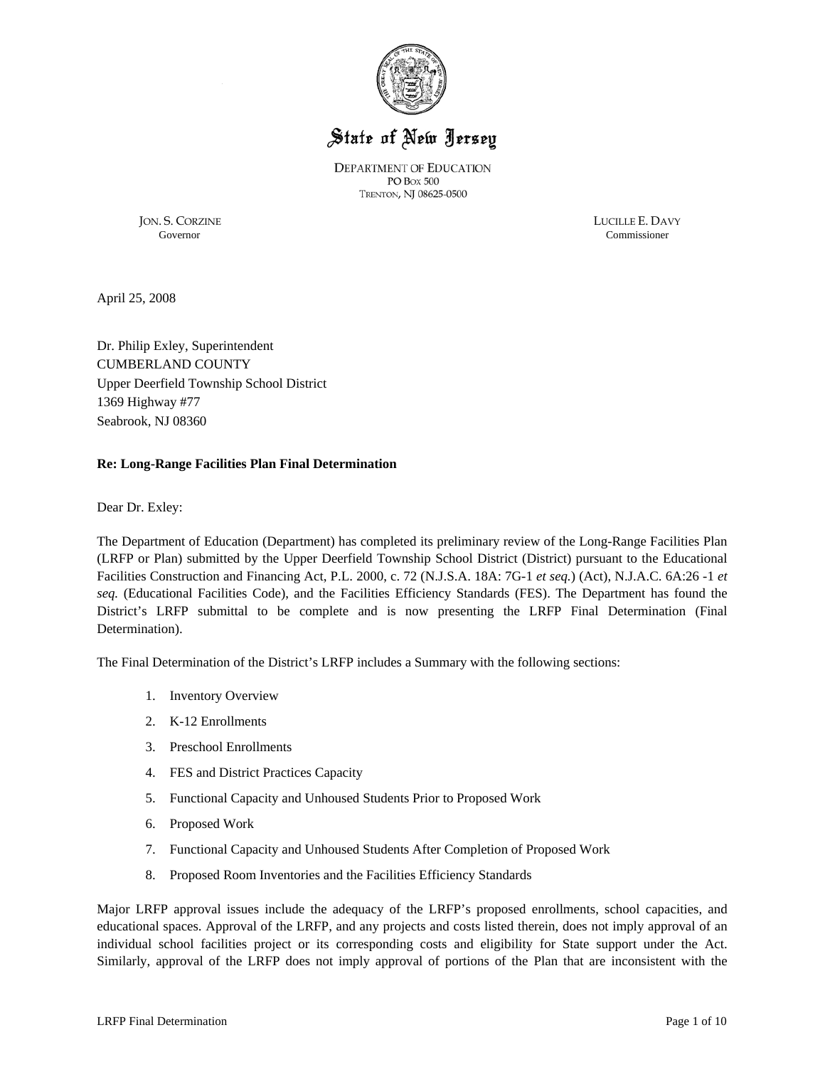# State of New Jersey

DEPARTMENT OF EDUCATION
PO BOX 500
TRENTON, NJ 08625-0500

JON. S. CORZINE
Governor

LUCILLE E. DAVY
Commissioner

April 25, 2008

Dr. Philip Exley, Superintendent
CUMBERLAND COUNTY
Upper Deerfield Township School District
1369 Highway #77
Seabrook, NJ 08360

**Re: Long-Range Facilities Plan Final Determination**

Dear Dr. Exley:

The Department of Education (Department) has completed its preliminary review of the Long-Range Facilities Plan (LRFP or Plan) submitted by the Upper Deerfield Township School District (District) pursuant to the Educational Facilities Construction and Financing Act, P.L. 2000, c. 72 (N.J.S.A. 18A: 7G-1 *et seq.*) (Act), N.J.A.C. 6A:26 -1 *et seq.* (Educational Facilities Code), and the Facilities Efficiency Standards (FES). The Department has found the District's LRFP submittal to be complete and is now presenting the LRFP Final Determination (Final Determination).

The Final Determination of the District's LRFP includes a Summary with the following sections:

1. Inventory Overview
2. K-12 Enrollments
3. Preschool Enrollments
4. FES and District Practices Capacity
5. Functional Capacity and Unhoused Students Prior to Proposed Work
6. Proposed Work
7. Functional Capacity and Unhoused Students After Completion of Proposed Work
8. Proposed Room Inventories and the Facilities Efficiency Standards

Major LRFP approval issues include the adequacy of the LRFP's proposed enrollments, school capacities, and educational spaces. Approval of the LRFP, and any projects and costs listed therein, does not imply approval of an individual school facilities project or its corresponding costs and eligibility for State support under the Act. Similarly, approval of the LRFP does not imply approval of portions of the Plan that are inconsistent with the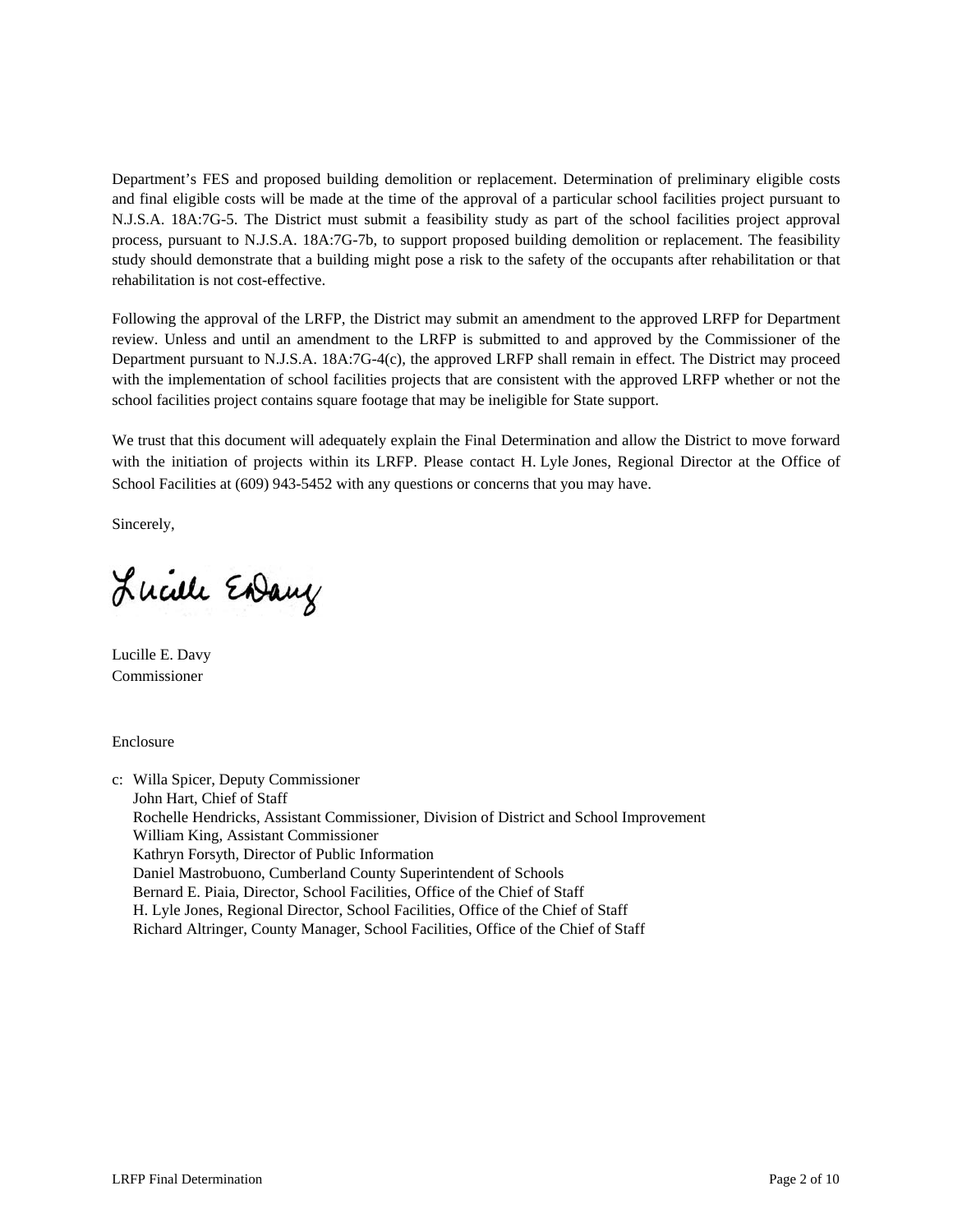Department's FES and proposed building demolition or replacement. Determination of preliminary eligible costs and final eligible costs will be made at the time of the approval of a particular school facilities project pursuant to N.J.S.A. 18A:7G-5. The District must submit a feasibility study as part of the school facilities project approval process, pursuant to N.J.S.A. 18A:7G-7b, to support proposed building demolition or replacement. The feasibility study should demonstrate that a building might pose a risk to the safety of the occupants after rehabilitation or that rehabilitation is not cost-effective.

Following the approval of the LRFP, the District may submit an amendment to the approved LRFP for Department review. Unless and until an amendment to the LRFP is submitted to and approved by the Commissioner of the Department pursuant to N.J.S.A. 18A:7G-4(c), the approved LRFP shall remain in effect. The District may proceed with the implementation of school facilities projects that are consistent with the approved LRFP whether or not the school facilities project contains square footage that may be ineligible for State support.

We trust that this document will adequately explain the Final Determination and allow the District to move forward with the initiation of projects within its LRFP. Please contact H. Lyle Jones, Regional Director at the Office of School Facilities at (609) 943-5452 with any questions or concerns that you may have.

Sincerely,

Lucille E. Davy
Commissioner

Enclosure

c: Willa Spicer, Deputy Commissioner
John Hart, Chief of Staff
Rochelle Hendricks, Assistant Commissioner, Division of District and School Improvement
William King, Assistant Commissioner
Kathryn Forsyth, Director of Public Information
Daniel Mastrobuono, Cumberland County Superintendent of Schools
Bernard E. Piaia, Director, School Facilities, Office of the Chief of Staff
H. Lyle Jones, Regional Director, School Facilities, Office of the Chief of Staff
Richard Altringer, County Manager, School Facilities, Office of the Chief of Staff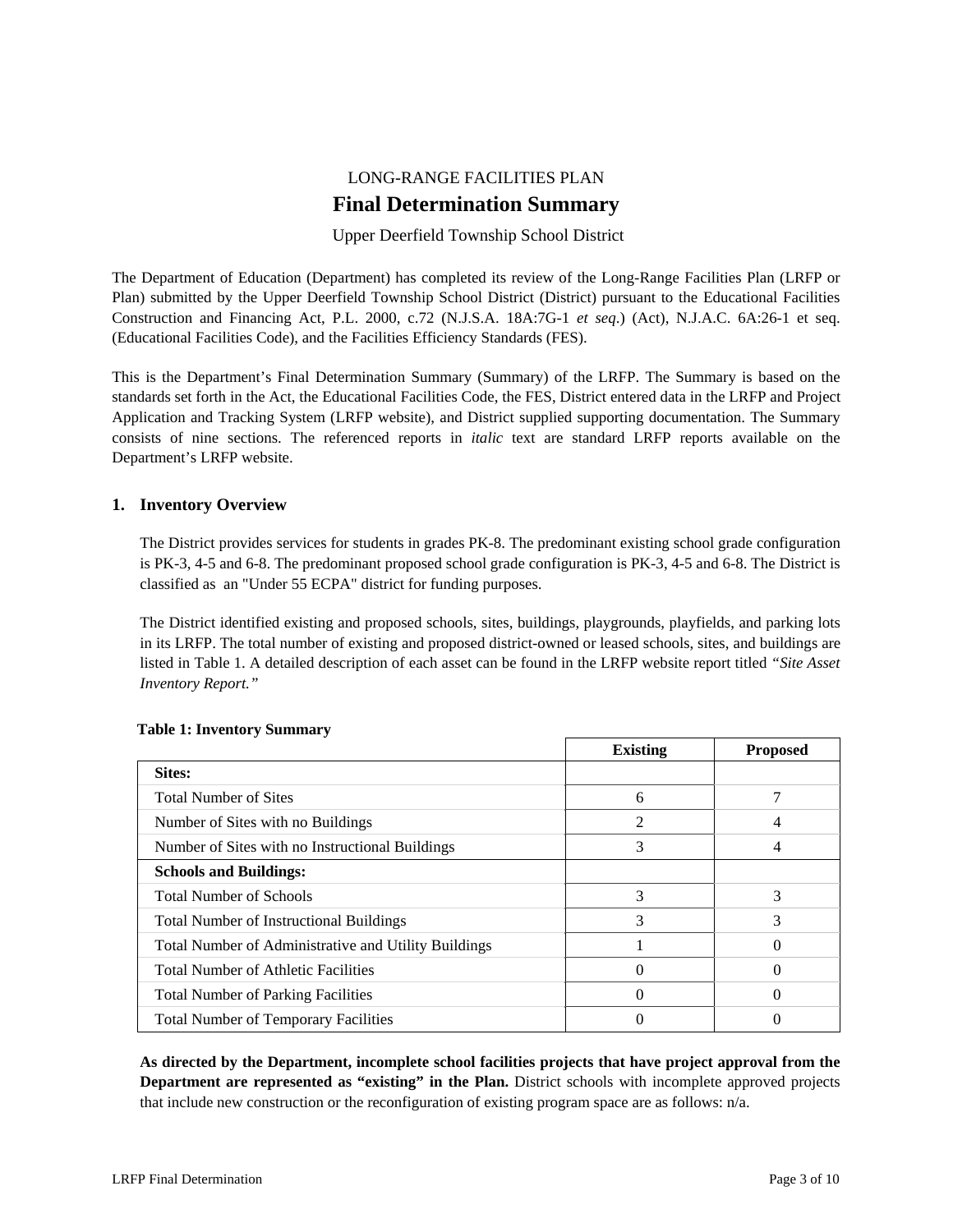LONG-RANGE FACILITIES PLAN

# Final Determination Summary

Upper Deerfield Township School District

The Department of Education (Department) has completed its review of the Long-Range Facilities Plan (LRFP or Plan) submitted by the Upper Deerfield Township School District (District) pursuant to the Educational Facilities Construction and Financing Act, P.L. 2000, c.72 (N.J.S.A. 18A:7G-1 *et seq*.) (Act), N.J.A.C. 6A:26-1 et seq. (Educational Facilities Code), and the Facilities Efficiency Standards (FES).

This is the Department's Final Determination Summary (Summary) of the LRFP. The Summary is based on the standards set forth in the Act, the Educational Facilities Code, the FES, District entered data in the LRFP and Project Application and Tracking System (LRFP website), and District supplied supporting documentation. The Summary consists of nine sections. The referenced reports in *italic* text are standard LRFP reports available on the Department's LRFP website.

## 1. Inventory Overview

The District provides services for students in grades PK-8. The predominant existing school grade configuration is PK-3, 4-5 and 6-8. The predominant proposed school grade configuration is PK-3, 4-5 and 6-8. The District is classified as an "Under 55 ECPA" district for funding purposes.

The District identified existing and proposed schools, sites, buildings, playgrounds, playfields, and parking lots in its LRFP. The total number of existing and proposed district-owned or leased schools, sites, and buildings are listed in Table 1. A detailed description of each asset can be found in the LRFP website report titled *"Site Asset Inventory Report."*

**Table 1: Inventory Summary**

| | Existing | Proposed |
|---|---|---|
| **Sites:** | | |
| Total Number of Sites | 6 | 7 |
| Number of Sites with no Buildings | 2 | 4 |
| Number of Sites with no Instructional Buildings | 3 | 4 |
| **Schools and Buildings:** | | |
| Total Number of Schools | 3 | 3 |
| Total Number of Instructional Buildings | 3 | 3 |
| Total Number of Administrative and Utility Buildings | 1 | 0 |
| Total Number of Athletic Facilities | 0 | 0 |
| Total Number of Parking Facilities | 0 | 0 |
| Total Number of Temporary Facilities | 0 | 0 |

**As directed by the Department, incomplete school facilities projects that have project approval from the Department are represented as "existing" in the Plan.** District schools with incomplete approved projects that include new construction or the reconfiguration of existing program space are as follows: n/a.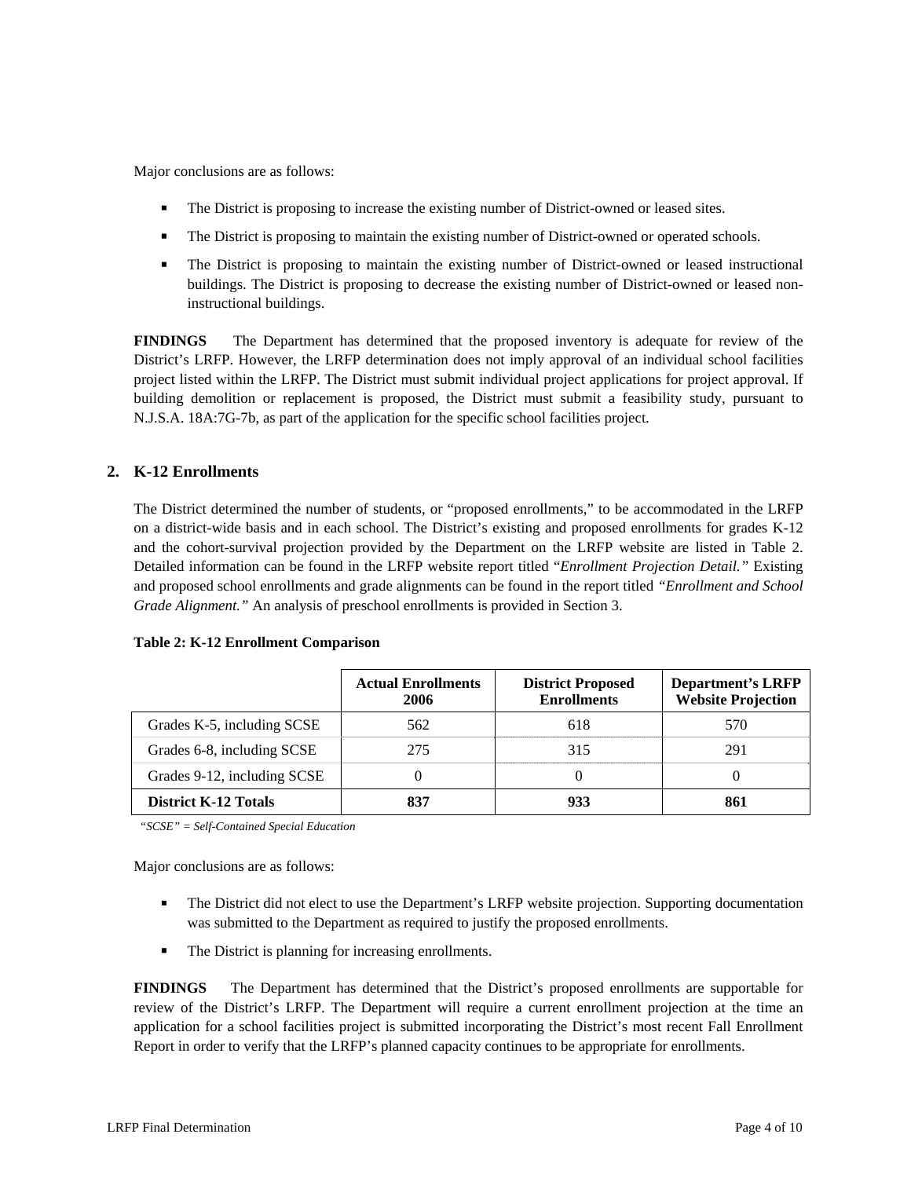Major conclusions are as follows:

- The District is proposing to increase the existing number of District-owned or leased sites.
- The District is proposing to maintain the existing number of District-owned or operated schools.
- The District is proposing to maintain the existing number of District-owned or leased instructional buildings. The District is proposing to decrease the existing number of District-owned or leased non-instructional buildings.

**FINDINGS** The Department has determined that the proposed inventory is adequate for review of the District's LRFP. However, the LRFP determination does not imply approval of an individual school facilities project listed within the LRFP. The District must submit individual project applications for project approval. If building demolition or replacement is proposed, the District must submit a feasibility study, pursuant to N.J.S.A. 18A:7G-7b, as part of the application for the specific school facilities project.

## 2. K-12 Enrollments

The District determined the number of students, or "proposed enrollments," to be accommodated in the LRFP on a district-wide basis and in each school. The District's existing and proposed enrollments for grades K-12 and the cohort-survival projection provided by the Department on the LRFP website are listed in Table 2. Detailed information can be found in the LRFP website report titled "*Enrollment Projection Detail.*" Existing and proposed school enrollments and grade alignments can be found in the report titled *"Enrollment and School Grade Alignment."* An analysis of preschool enrollments is provided in Section 3.

**Table 2: K-12 Enrollment Comparison**

| | Actual Enrollments 2006 | District Proposed Enrollments | Department's LRFP Website Projection |
|---|---|---|---|
| Grades K-5, including SCSE | 562 | 618 | 570 |
| Grades 6-8, including SCSE | 275 | 315 | 291 |
| Grades 9-12, including SCSE | 0 | 0 | 0 |
| **District K-12 Totals** | **837** | **933** | **861** |

*"SCSE" = Self-Contained Special Education*

Major conclusions are as follows:

- The District did not elect to use the Department's LRFP website projection. Supporting documentation was submitted to the Department as required to justify the proposed enrollments.
- The District is planning for increasing enrollments.

**FINDINGS** The Department has determined that the District's proposed enrollments are supportable for review of the District's LRFP. The Department will require a current enrollment projection at the time an application for a school facilities project is submitted incorporating the District's most recent Fall Enrollment Report in order to verify that the LRFP's planned capacity continues to be appropriate for enrollments.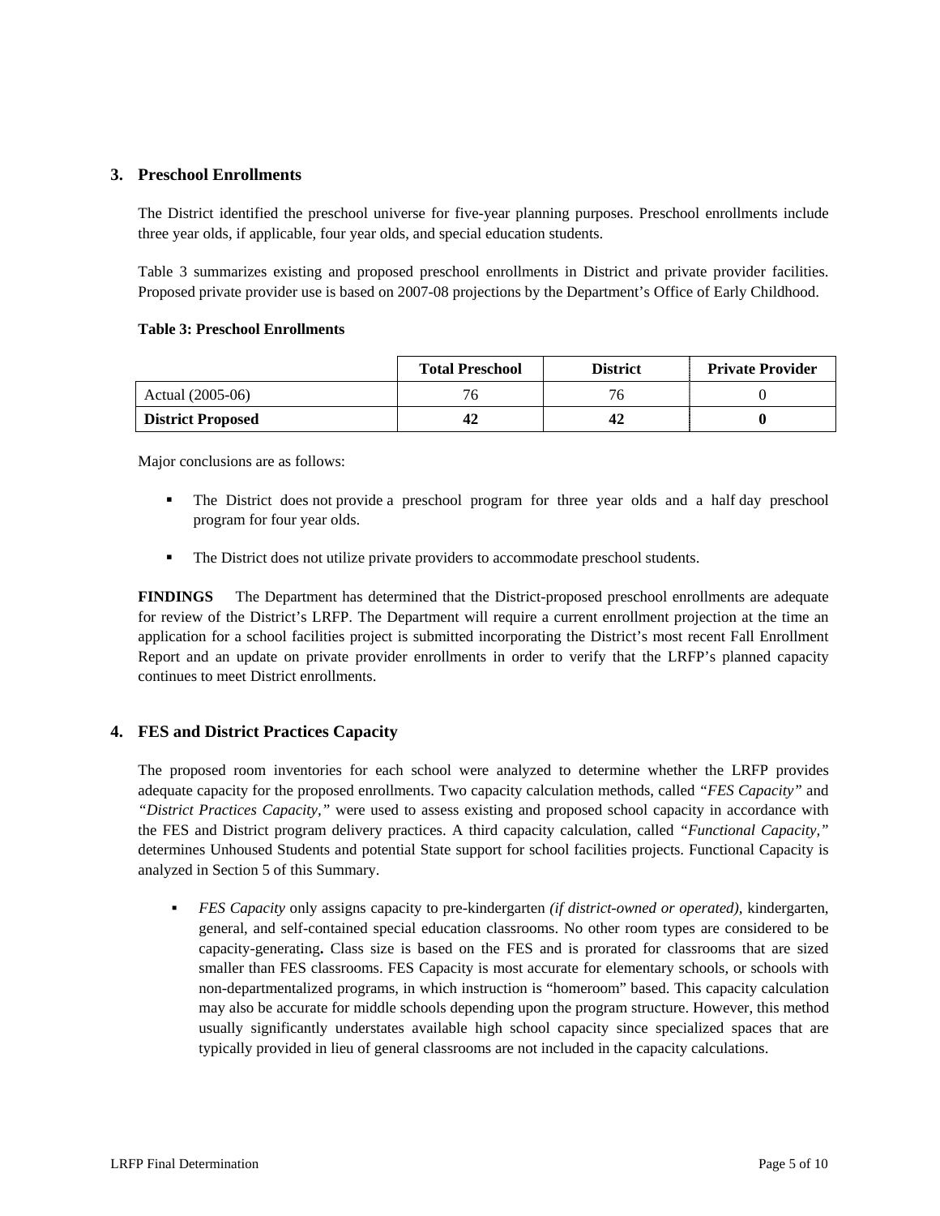## 3. Preschool Enrollments

The District identified the preschool universe for five-year planning purposes. Preschool enrollments include three year olds, if applicable, four year olds, and special education students.

Table 3 summarizes existing and proposed preschool enrollments in District and private provider facilities. Proposed private provider use is based on 2007-08 projections by the Department's Office of Early Childhood.

**Table 3: Preschool Enrollments**

| | Total Preschool | District | Private Provider |
|---|---|---|---|
| Actual (2005-06) | 76 | 76 | 0 |
| **District Proposed** | **42** | **42** | **0** |

Major conclusions are as follows:

- The District does not provide a preschool program for three year olds and a half day preschool program for four year olds.
- The District does not utilize private providers to accommodate preschool students.

**FINDINGS** The Department has determined that the District-proposed preschool enrollments are adequate for review of the District's LRFP. The Department will require a current enrollment projection at the time an application for a school facilities project is submitted incorporating the District's most recent Fall Enrollment Report and an update on private provider enrollments in order to verify that the LRFP's planned capacity continues to meet District enrollments.

## 4. FES and District Practices Capacity

The proposed room inventories for each school were analyzed to determine whether the LRFP provides adequate capacity for the proposed enrollments. Two capacity calculation methods, called *"FES Capacity"* and *"District Practices Capacity,"* were used to assess existing and proposed school capacity in accordance with the FES and District program delivery practices. A third capacity calculation, called *"Functional Capacity,"* determines Unhoused Students and potential State support for school facilities projects. Functional Capacity is analyzed in Section 5 of this Summary.

- *FES Capacity* only assigns capacity to pre-kindergarten *(if district-owned or operated),* kindergarten, general, and self-contained special education classrooms. No other room types are considered to be capacity-generating**.** Class size is based on the FES and is prorated for classrooms that are sized smaller than FES classrooms. FES Capacity is most accurate for elementary schools, or schools with non-departmentalized programs, in which instruction is "homeroom" based. This capacity calculation may also be accurate for middle schools depending upon the program structure. However, this method usually significantly understates available high school capacity since specialized spaces that are typically provided in lieu of general classrooms are not included in the capacity calculations.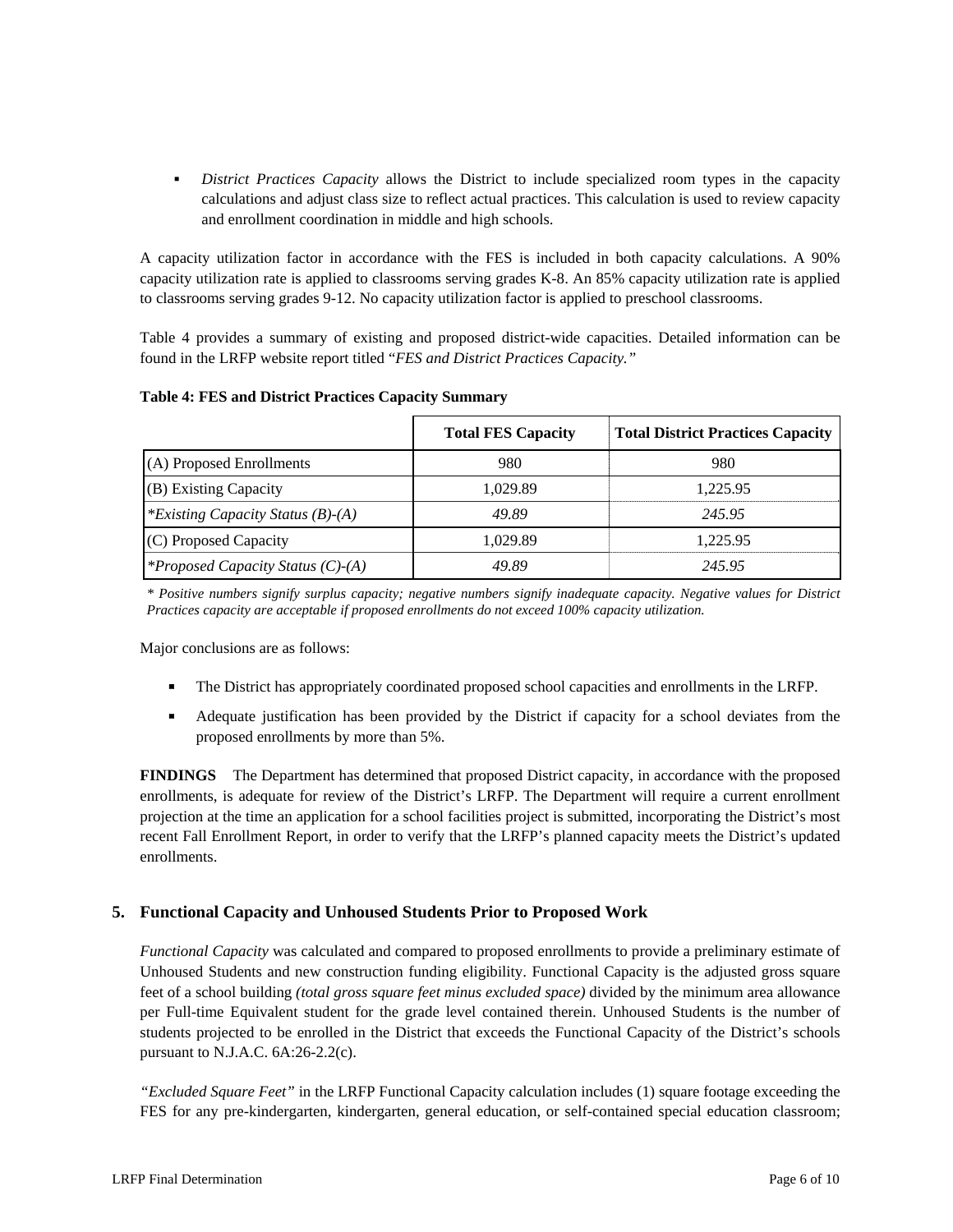- *District Practices Capacity* allows the District to include specialized room types in the capacity calculations and adjust class size to reflect actual practices. This calculation is used to review capacity and enrollment coordination in middle and high schools.

A capacity utilization factor in accordance with the FES is included in both capacity calculations. A 90% capacity utilization rate is applied to classrooms serving grades K-8. An 85% capacity utilization rate is applied to classrooms serving grades 9-12. No capacity utilization factor is applied to preschool classrooms.

Table 4 provides a summary of existing and proposed district-wide capacities. Detailed information can be found in the LRFP website report titled "*FES and District Practices Capacity.*"

**Table 4: FES and District Practices Capacity Summary**

| | Total FES Capacity | Total District Practices Capacity |
|---|---|---|
| (A) Proposed Enrollments | 980 | 980 |
| (B) Existing Capacity | 1,029.89 | 1,225.95 |
| *\*Existing Capacity Status (B)-(A)* | *49.89* | *245.95* |
| (C) Proposed Capacity | 1,029.89 | 1,225.95 |
| *\*Proposed Capacity Status (C)-(A)* | *49.89* | *245.95* |

*\* Positive numbers signify surplus capacity; negative numbers signify inadequate capacity. Negative values for District Practices capacity are acceptable if proposed enrollments do not exceed 100% capacity utilization.*

Major conclusions are as follows:

- The District has appropriately coordinated proposed school capacities and enrollments in the LRFP.
- Adequate justification has been provided by the District if capacity for a school deviates from the proposed enrollments by more than 5%.

**FINDINGS** The Department has determined that proposed District capacity, in accordance with the proposed enrollments, is adequate for review of the District's LRFP. The Department will require a current enrollment projection at the time an application for a school facilities project is submitted, incorporating the District's most recent Fall Enrollment Report, in order to verify that the LRFP's planned capacity meets the District's updated enrollments.

## 5. Functional Capacity and Unhoused Students Prior to Proposed Work

*Functional Capacity* was calculated and compared to proposed enrollments to provide a preliminary estimate of Unhoused Students and new construction funding eligibility. Functional Capacity is the adjusted gross square feet of a school building *(total gross square feet minus excluded space)* divided by the minimum area allowance per Full-time Equivalent student for the grade level contained therein. Unhoused Students is the number of students projected to be enrolled in the District that exceeds the Functional Capacity of the District's schools pursuant to N.J.A.C. 6A:26-2.2(c).

*"Excluded Square Feet"* in the LRFP Functional Capacity calculation includes (1) square footage exceeding the FES for any pre-kindergarten, kindergarten, general education, or self-contained special education classroom;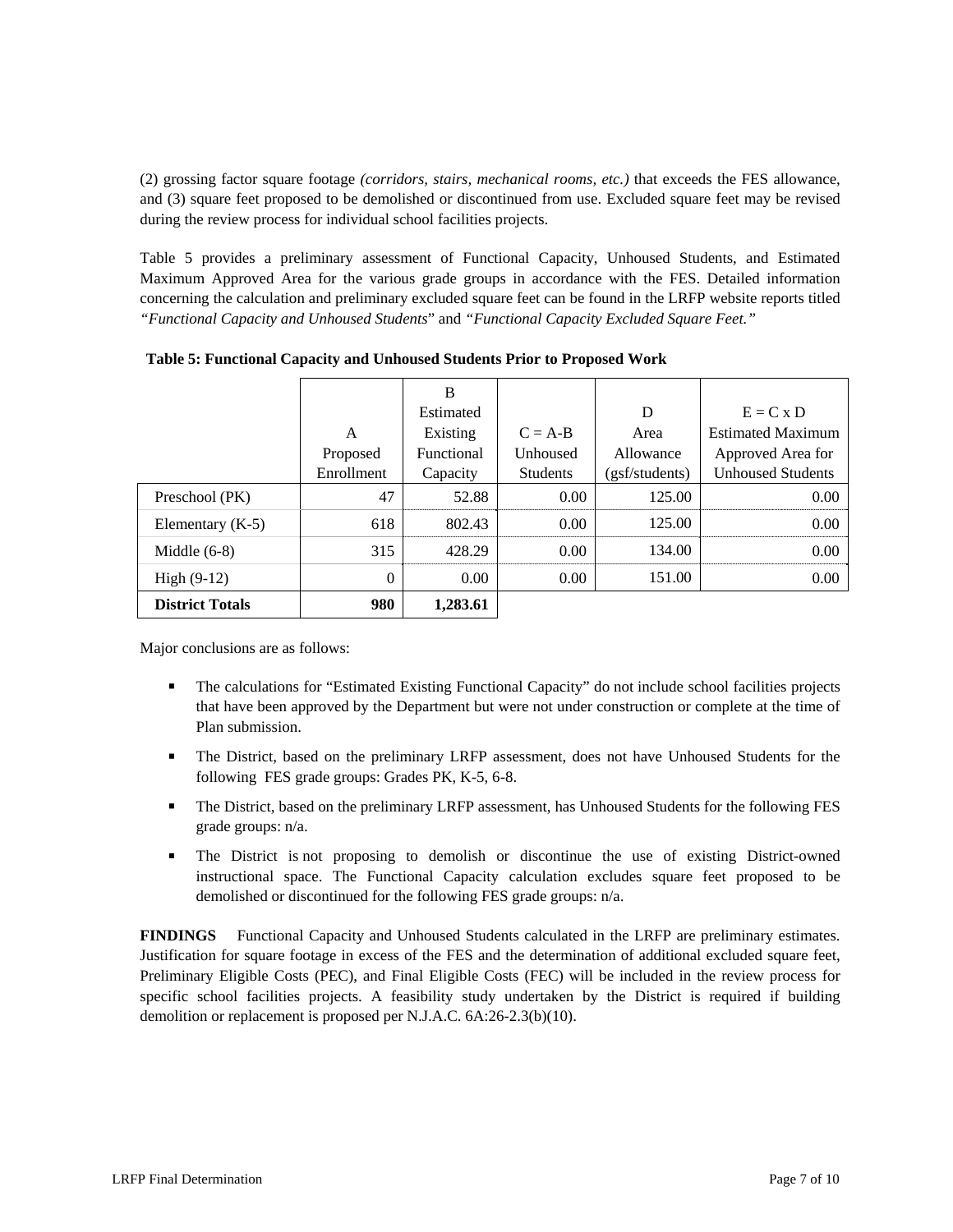(2) grossing factor square footage *(corridors, stairs, mechanical rooms, etc.)* that exceeds the FES allowance, and (3) square feet proposed to be demolished or discontinued from use. Excluded square feet may be revised during the review process for individual school facilities projects.

Table 5 provides a preliminary assessment of Functional Capacity, Unhoused Students, and Estimated Maximum Approved Area for the various grade groups in accordance with the FES. Detailed information concerning the calculation and preliminary excluded square feet can be found in the LRFP website reports titled *"Functional Capacity and Unhoused Students"* and *"Functional Capacity Excluded Square Feet."*

**Table 5: Functional Capacity and Unhoused Students Prior to Proposed Work**

| | A Proposed Enrollment | B Estimated Existing Functional Capacity | C = A-B Unhoused Students | D Area Allowance (gsf/students) | E = C x D Estimated Maximum Approved Area for Unhoused Students |
|---|---|---|---|---|---|
| Preschool (PK) | 47 | 52.88 | 0.00 | 125.00 | 0.00 |
| Elementary (K-5) | 618 | 802.43 | 0.00 | 125.00 | 0.00 |
| Middle (6-8) | 315 | 428.29 | 0.00 | 134.00 | 0.00 |
| High (9-12) | 0 | 0.00 | 0.00 | 151.00 | 0.00 |
| **District Totals** | **980** | **1,283.61** | | | |

Major conclusions are as follows:

- The calculations for "Estimated Existing Functional Capacity" do not include school facilities projects that have been approved by the Department but were not under construction or complete at the time of Plan submission.
- The District, based on the preliminary LRFP assessment, does not have Unhoused Students for the following FES grade groups: Grades PK, K-5, 6-8.
- The District, based on the preliminary LRFP assessment, has Unhoused Students for the following FES grade groups: n/a.
- The District is not proposing to demolish or discontinue the use of existing District-owned instructional space. The Functional Capacity calculation excludes square feet proposed to be demolished or discontinued for the following FES grade groups: n/a.

**FINDINGS** Functional Capacity and Unhoused Students calculated in the LRFP are preliminary estimates. Justification for square footage in excess of the FES and the determination of additional excluded square feet, Preliminary Eligible Costs (PEC), and Final Eligible Costs (FEC) will be included in the review process for specific school facilities projects. A feasibility study undertaken by the District is required if building demolition or replacement is proposed per N.J.A.C. 6A:26-2.3(b)(10).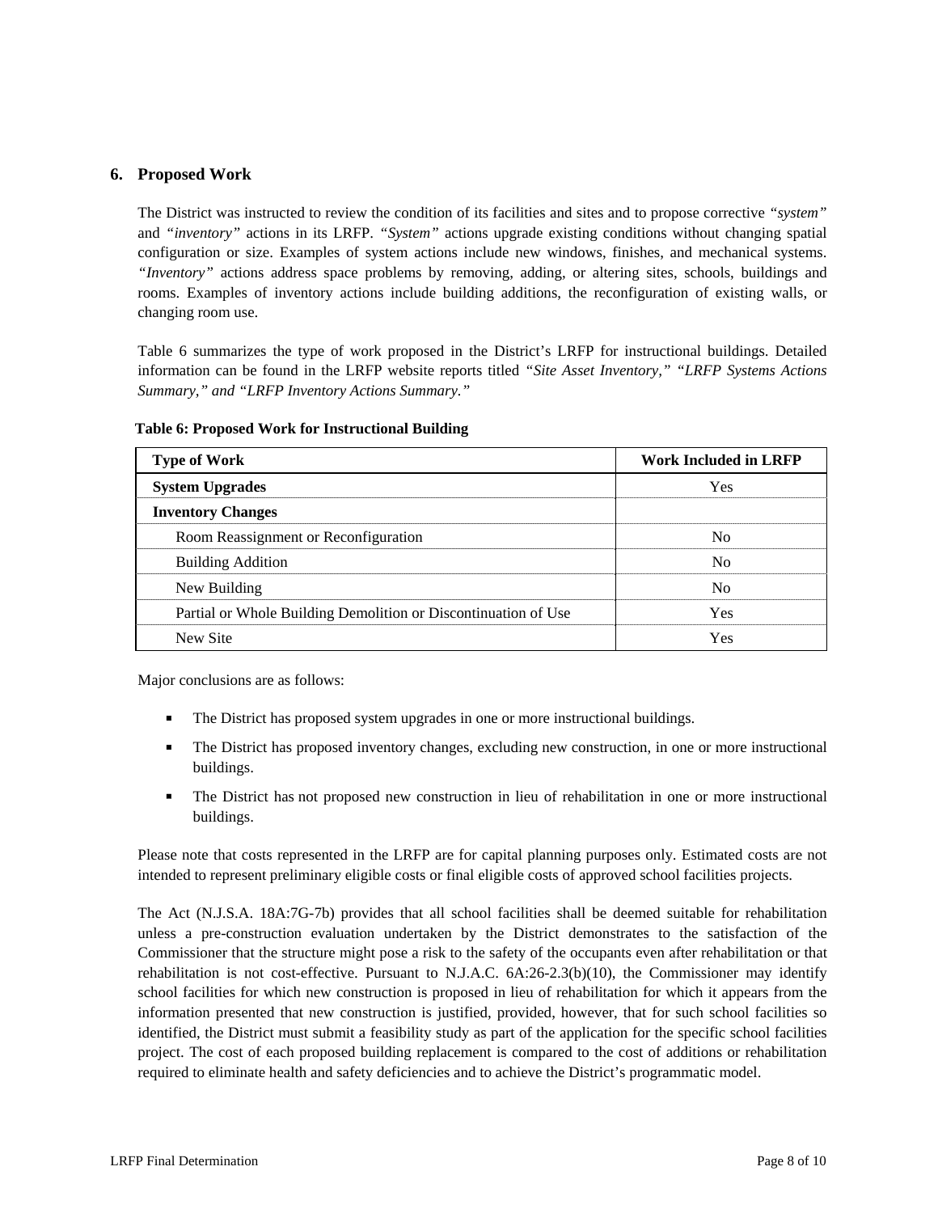## 6. Proposed Work

The District was instructed to review the condition of its facilities and sites and to propose corrective *"system"* and *"inventory"* actions in its LRFP. *"System"* actions upgrade existing conditions without changing spatial configuration or size. Examples of system actions include new windows, finishes, and mechanical systems. *"Inventory"* actions address space problems by removing, adding, or altering sites, schools, buildings and rooms. Examples of inventory actions include building additions, the reconfiguration of existing walls, or changing room use.

Table 6 summarizes the type of work proposed in the District's LRFP for instructional buildings. Detailed information can be found in the LRFP website reports titled *"Site Asset Inventory," "LRFP Systems Actions Summary," and "LRFP Inventory Actions Summary."*

**Table 6: Proposed Work for Instructional Building**

| Type of Work | Work Included in LRFP |
|---|---|
| **System Upgrades** | Yes |
| **Inventory Changes** | |
| Room Reassignment or Reconfiguration | No |
| Building Addition | No |
| New Building | No |
| Partial or Whole Building Demolition or Discontinuation of Use | Yes |
| New Site | Yes |

Major conclusions are as follows:

- The District has proposed system upgrades in one or more instructional buildings.
- The District has proposed inventory changes, excluding new construction, in one or more instructional buildings.
- The District has not proposed new construction in lieu of rehabilitation in one or more instructional buildings.

Please note that costs represented in the LRFP are for capital planning purposes only. Estimated costs are not intended to represent preliminary eligible costs or final eligible costs of approved school facilities projects.

The Act (N.J.S.A. 18A:7G-7b) provides that all school facilities shall be deemed suitable for rehabilitation unless a pre-construction evaluation undertaken by the District demonstrates to the satisfaction of the Commissioner that the structure might pose a risk to the safety of the occupants even after rehabilitation or that rehabilitation is not cost-effective. Pursuant to N.J.A.C. 6A:26-2.3(b)(10), the Commissioner may identify school facilities for which new construction is proposed in lieu of rehabilitation for which it appears from the information presented that new construction is justified, provided, however, that for such school facilities so identified, the District must submit a feasibility study as part of the application for the specific school facilities project. The cost of each proposed building replacement is compared to the cost of additions or rehabilitation required to eliminate health and safety deficiencies and to achieve the District's programmatic model.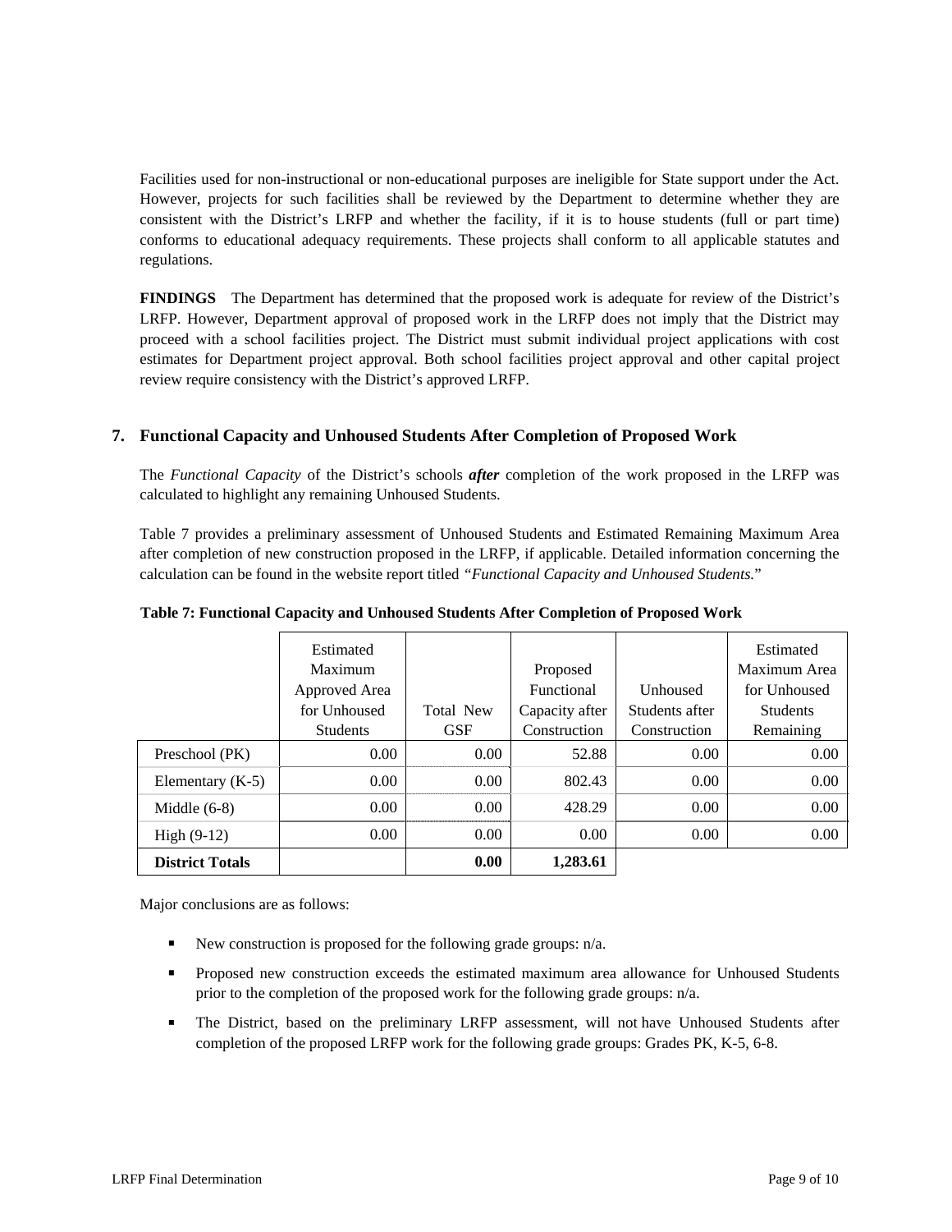Facilities used for non-instructional or non-educational purposes are ineligible for State support under the Act. However, projects for such facilities shall be reviewed by the Department to determine whether they are consistent with the District's LRFP and whether the facility, if it is to house students (full or part time) conforms to educational adequacy requirements. These projects shall conform to all applicable statutes and regulations.

**FINDINGS** The Department has determined that the proposed work is adequate for review of the District's LRFP. However, Department approval of proposed work in the LRFP does not imply that the District may proceed with a school facilities project. The District must submit individual project applications with cost estimates for Department project approval. Both school facilities project approval and other capital project review require consistency with the District's approved LRFP.

## 7. Functional Capacity and Unhoused Students After Completion of Proposed Work

The *Functional Capacity* of the District's schools ***after*** completion of the work proposed in the LRFP was calculated to highlight any remaining Unhoused Students.

Table 7 provides a preliminary assessment of Unhoused Students and Estimated Remaining Maximum Area after completion of new construction proposed in the LRFP, if applicable. Detailed information concerning the calculation can be found in the website report titled *"Functional Capacity and Unhoused Students.*"

**Table 7: Functional Capacity and Unhoused Students After Completion of Proposed Work**

| | Estimated Maximum Approved Area for Unhoused Students | Total New GSF | Proposed Functional Capacity after Construction | Unhoused Students after Construction | Estimated Maximum Area for Unhoused Students Remaining |
|---|---|---|---|---|---|
| Preschool (PK) | 0.00 | 0.00 | 52.88 | 0.00 | 0.00 |
| Elementary (K-5) | 0.00 | 0.00 | 802.43 | 0.00 | 0.00 |
| Middle (6-8) | 0.00 | 0.00 | 428.29 | 0.00 | 0.00 |
| High (9-12) | 0.00 | 0.00 | 0.00 | 0.00 | 0.00 |
| **District Totals** | | **0.00** | **1,283.61** | | |

Major conclusions are as follows:

- New construction is proposed for the following grade groups: n/a.
- Proposed new construction exceeds the estimated maximum area allowance for Unhoused Students prior to the completion of the proposed work for the following grade groups: n/a.
- The District, based on the preliminary LRFP assessment, will not have Unhoused Students after completion of the proposed LRFP work for the following grade groups: Grades PK, K-5, 6-8.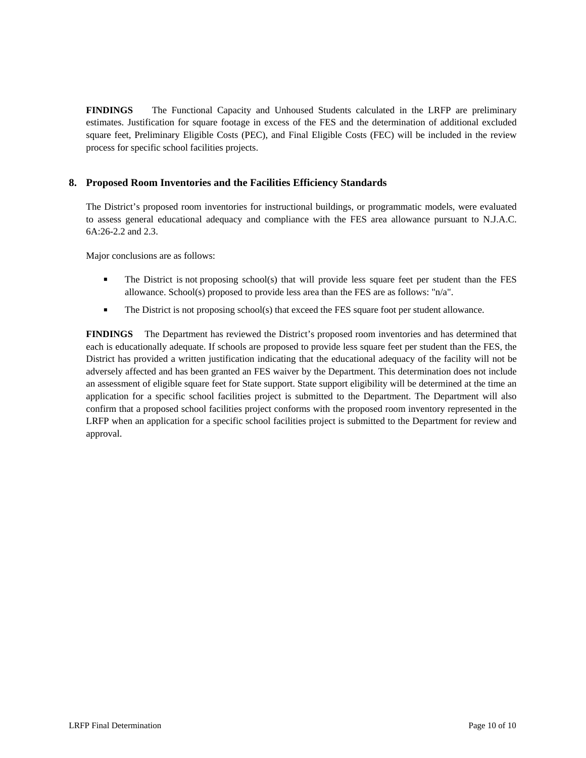**FINDINGS** The Functional Capacity and Unhoused Students calculated in the LRFP are preliminary estimates. Justification for square footage in excess of the FES and the determination of additional excluded square feet, Preliminary Eligible Costs (PEC), and Final Eligible Costs (FEC) will be included in the review process for specific school facilities projects.

## 8. Proposed Room Inventories and the Facilities Efficiency Standards

The District's proposed room inventories for instructional buildings, or programmatic models, were evaluated to assess general educational adequacy and compliance with the FES area allowance pursuant to N.J.A.C. 6A:26-2.2 and 2.3.

Major conclusions are as follows:

- The District is not proposing school(s) that will provide less square feet per student than the FES allowance. School(s) proposed to provide less area than the FES are as follows: "n/a".
- The District is not proposing school(s) that exceed the FES square foot per student allowance.

**FINDINGS** The Department has reviewed the District's proposed room inventories and has determined that each is educationally adequate. If schools are proposed to provide less square feet per student than the FES, the District has provided a written justification indicating that the educational adequacy of the facility will not be adversely affected and has been granted an FES waiver by the Department. This determination does not include an assessment of eligible square feet for State support. State support eligibility will be determined at the time an application for a specific school facilities project is submitted to the Department. The Department will also confirm that a proposed school facilities project conforms with the proposed room inventory represented in the LRFP when an application for a specific school facilities project is submitted to the Department for review and approval.